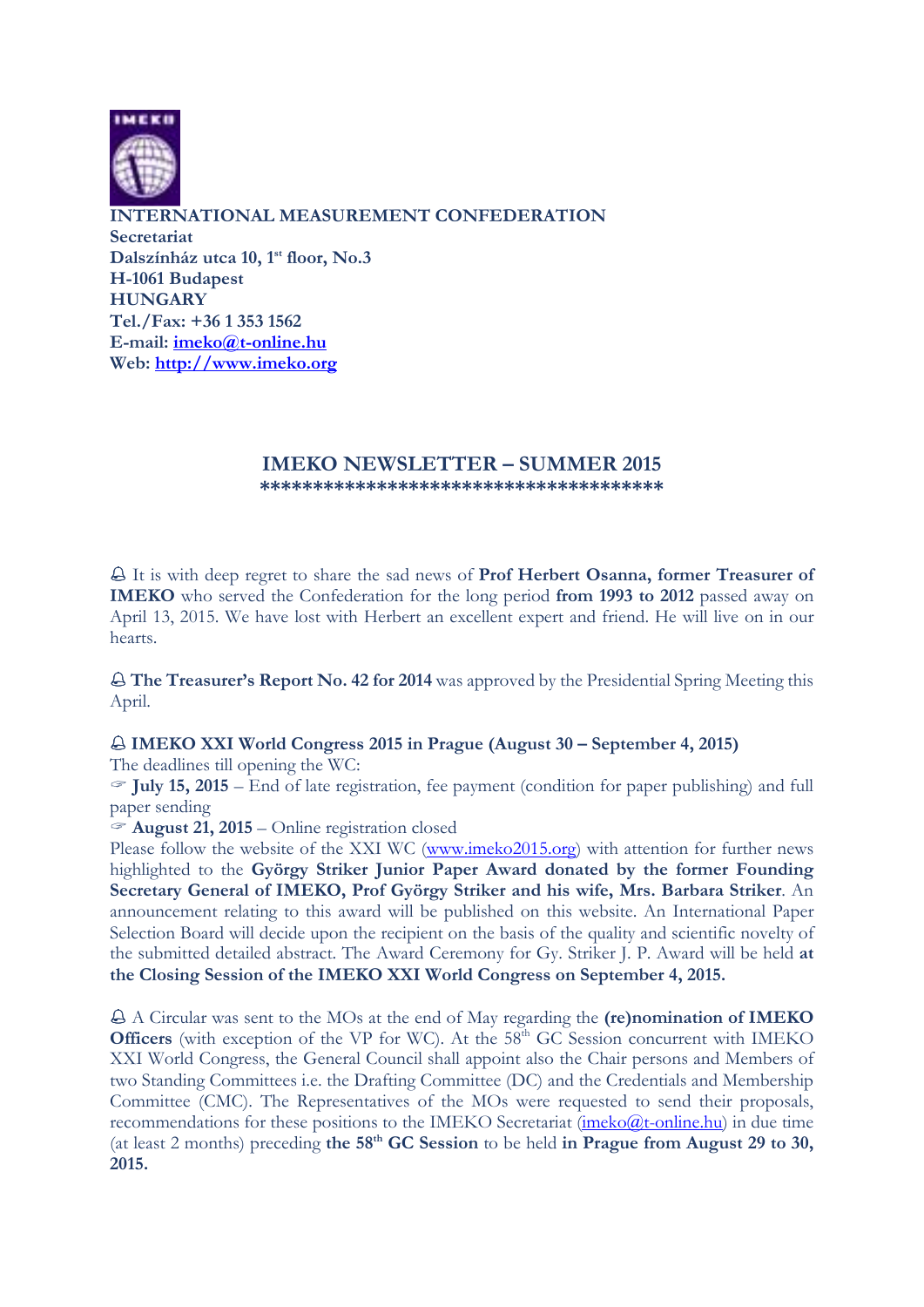**INTERNATIONAL MEASUREMENT CONFEDERATION**
**Secretariat**
**Dalszínház utca 10, 1st floor, No.3**
**H-1061 Budapest**
**HUNGARY**
**Tel./Fax: +36 1 353 1562**
**E-mail: imeko@t-online.hu**
**Web: http://www.imeko.org**

# IMEKO NEWSLETTER – SUMMER 2015

**************************************

🕭 It is with deep regret to share the sad news of **Prof Herbert Osanna, former Treasurer of IMEKO** who served the Confederation for the long period **from 1993 to 2012** passed away on April 13, 2015. We have lost with Herbert an excellent expert and friend. He will live on in our hearts.

🕭 **The Treasurer's Report No. 42 for 2014** was approved by the Presidential Spring Meeting this April.

🕭 **IMEKO XXI World Congress 2015 in Prague (August 30 – September 4, 2015)**

The deadlines till opening the WC:

☞ **July 15, 2015** – End of late registration, fee payment (condition for paper publishing) and full paper sending

☞ **August 21, 2015** – Online registration closed

Please follow the website of the XXI WC (www.imeko2015.org) with attention for further news highlighted to the **György Striker Junior Paper Award donated by the former Founding Secretary General of IMEKO, Prof György Striker and his wife, Mrs. Barbara Striker**. An announcement relating to this award will be published on this website. An International Paper Selection Board will decide upon the recipient on the basis of the quality and scientific novelty of the submitted detailed abstract. The Award Ceremony for Gy. Striker J. P. Award will be held **at the Closing Session of the IMEKO XXI World Congress on September 4, 2015.**

🕭 A Circular was sent to the MOs at the end of May regarding the **(re)nomination of IMEKO Officers** (with exception of the VP for WC). At the 58th GC Session concurrent with IMEKO XXI World Congress, the General Council shall appoint also the Chair persons and Members of two Standing Committees i.e. the Drafting Committee (DC) and the Credentials and Membership Committee (CMC). The Representatives of the MOs were requested to send their proposals, recommendations for these positions to the IMEKO Secretariat (imeko@t-online.hu) in due time (at least 2 months) preceding **the 58th GC Session** to be held **in Prague from August 29 to 30, 2015.**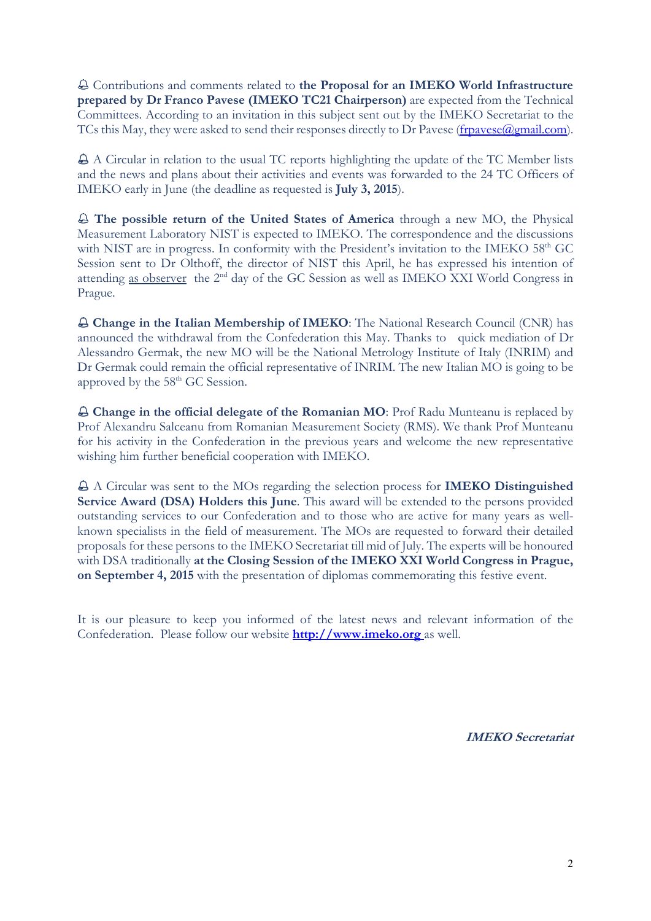🔔 Contributions and comments related to **the Proposal for an IMEKO World Infrastructure prepared by Dr Franco Pavese (IMEKO TC21 Chairperson)** are expected from the Technical Committees. According to an invitation in this subject sent out by the IMEKO Secretariat to the TCs this May, they were asked to send their responses directly to Dr Pavese (frpavese@gmail.com).

🔔 A Circular in relation to the usual TC reports highlighting the update of the TC Member lists and the news and plans about their activities and events was forwarded to the 24 TC Officers of IMEKO early in June (the deadline as requested is **July 3, 2015**).

🔔 **The possible return of the United States of America** through a new MO, the Physical Measurement Laboratory NIST is expected to IMEKO. The correspondence and the discussions with NIST are in progress. In conformity with the President's invitation to the IMEKO 58th GC Session sent to Dr Olthoff, the director of NIST this April, he has expressed his intention of attending as observer the 2nd day of the GC Session as well as IMEKO XXI World Congress in Prague.

🔔 **Change in the Italian Membership of IMEKO**: The National Research Council (CNR) has announced the withdrawal from the Confederation this May. Thanks to quick mediation of Dr Alessandro Germak, the new MO will be the National Metrology Institute of Italy (INRIM) and Dr Germak could remain the official representative of INRIM. The new Italian MO is going to be approved by the 58th GC Session.

🔔 **Change in the official delegate of the Romanian MO**: Prof Radu Munteanu is replaced by Prof Alexandru Salceanu from Romanian Measurement Society (RMS). We thank Prof Munteanu for his activity in the Confederation in the previous years and welcome the new representative wishing him further beneficial cooperation with IMEKO.

🔔 A Circular was sent to the MOs regarding the selection process for **IMEKO Distinguished Service Award (DSA) Holders this June**. This award will be extended to the persons provided outstanding services to our Confederation and to those who are active for many years as well-known specialists in the field of measurement. The MOs are requested to forward their detailed proposals for these persons to the IMEKO Secretariat till mid of July. The experts will be honoured with DSA traditionally **at the Closing Session of the IMEKO XXI World Congress in Prague, on September 4, 2015** with the presentation of diplomas commemorating this festive event.

It is our pleasure to keep you informed of the latest news and relevant information of the Confederation. Please follow our website **http://www.imeko.org** as well.

***IMEKO Secretariat***